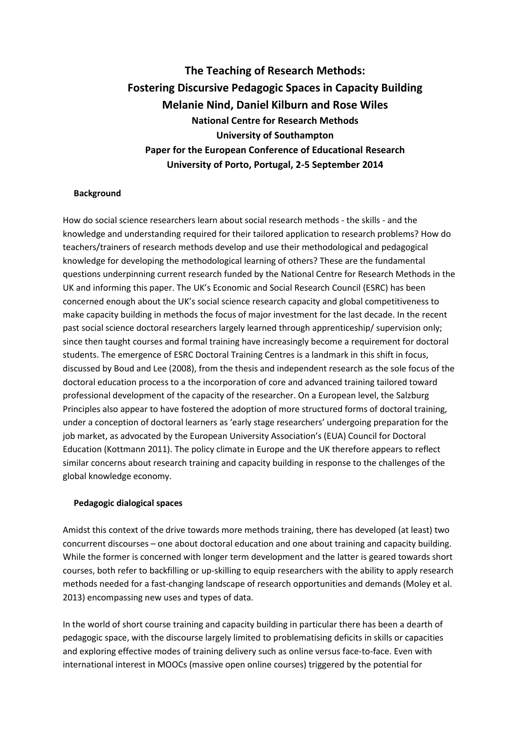# The Teaching of Research Methods: Fostering Discursive Pedagogic Spaces in Capacity Building

**Melanie Nind, Daniel Kilburn and Rose Wiles**

**National Centre for Research Methods**

**University of Southampton**

**Paper for the European Conference of Educational Research**

**University of Porto, Portugal, 2-5 September 2014**

## Background

How do social science researchers learn about social research methods - the skills - and the knowledge and understanding required for their tailored application to research problems? How do teachers/trainers of research methods develop and use their methodological and pedagogical knowledge for developing the methodological learning of others? These are the fundamental questions underpinning current research funded by the National Centre for Research Methods in the UK and informing this paper. The UK's Economic and Social Research Council (ESRC) has been concerned enough about the UK's social science research capacity and global competitiveness to make capacity building in methods the focus of major investment for the last decade. In the recent past social science doctoral researchers largely learned through apprenticeship/ supervision only; since then taught courses and formal training have increasingly become a requirement for doctoral students. The emergence of ESRC Doctoral Training Centres is a landmark in this shift in focus, discussed by Boud and Lee (2008), from the thesis and independent research as the sole focus of the doctoral education process to a the incorporation of core and advanced training tailored toward professional development of the capacity of the researcher. On a European level, the Salzburg Principles also appear to have fostered the adoption of more structured forms of doctoral training, under a conception of doctoral learners as 'early stage researchers' undergoing preparation for the job market, as advocated by the European University Association's (EUA) Council for Doctoral Education (Kottmann 2011). The policy climate in Europe and the UK therefore appears to reflect similar concerns about research training and capacity building in response to the challenges of the global knowledge economy.

## Pedagogic dialogical spaces

Amidst this context of the drive towards more methods training, there has developed (at least) two concurrent discourses – one about doctoral education and one about training and capacity building. While the former is concerned with longer term development and the latter is geared towards short courses, both refer to backfilling or up-skilling to equip researchers with the ability to apply research methods needed for a fast-changing landscape of research opportunities and demands (Moley et al. 2013) encompassing new uses and types of data.

In the world of short course training and capacity building in particular there has been a dearth of pedagogic space, with the discourse largely limited to problematising deficits in skills or capacities and exploring effective modes of training delivery such as online versus face-to-face. Even with international interest in MOOCs (massive open online courses) triggered by the potential for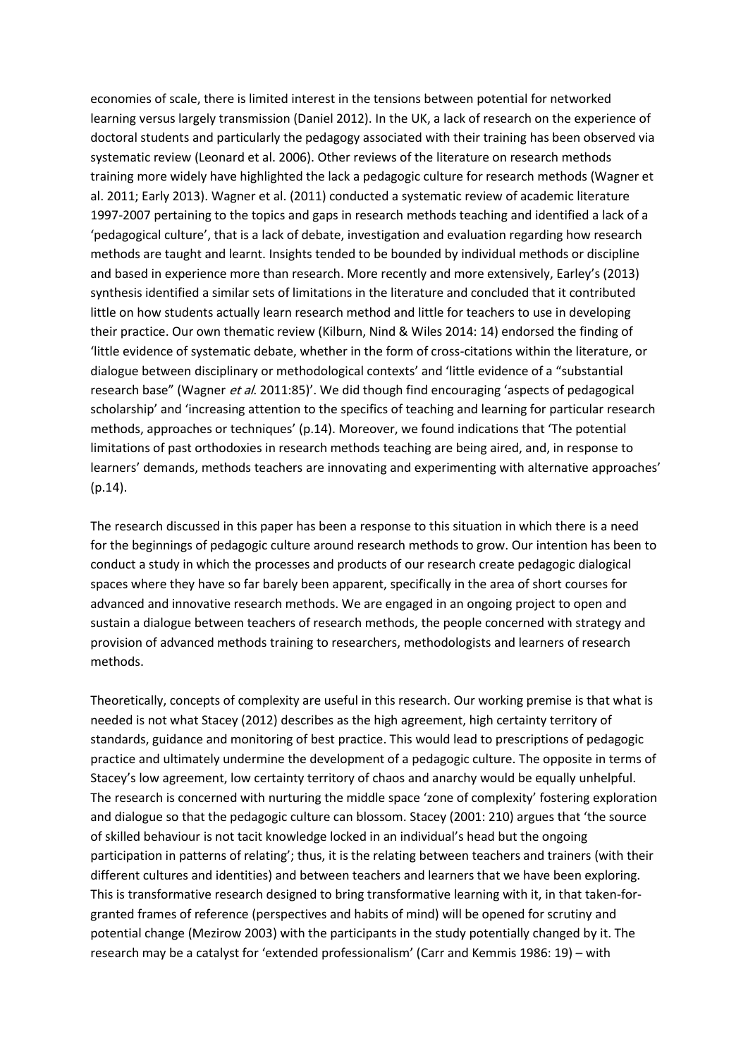economies of scale, there is limited interest in the tensions between potential for networked learning versus largely transmission (Daniel 2012). In the UK, a lack of research on the experience of doctoral students and particularly the pedagogy associated with their training has been observed via systematic review (Leonard et al. 2006). Other reviews of the literature on research methods training more widely have highlighted the lack a pedagogic culture for research methods (Wagner et al. 2011; Early 2013). Wagner et al. (2011) conducted a systematic review of academic literature 1997-2007 pertaining to the topics and gaps in research methods teaching and identified a lack of a 'pedagogical culture', that is a lack of debate, investigation and evaluation regarding how research methods are taught and learnt. Insights tended to be bounded by individual methods or discipline and based in experience more than research. More recently and more extensively, Earley's (2013) synthesis identified a similar sets of limitations in the literature and concluded that it contributed little on how students actually learn research method and little for teachers to use in developing their practice. Our own thematic review (Kilburn, Nind & Wiles 2014: 14) endorsed the finding of 'little evidence of systematic debate, whether in the form of cross-citations within the literature, or dialogue between disciplinary or methodological contexts' and 'little evidence of a "substantial research base" (Wagner *et al.* 2011:85)'. We did though find encouraging 'aspects of pedagogical scholarship' and 'increasing attention to the specifics of teaching and learning for particular research methods, approaches or techniques' (p.14). Moreover, we found indications that 'The potential limitations of past orthodoxies in research methods teaching are being aired, and, in response to learners' demands, methods teachers are innovating and experimenting with alternative approaches' (p.14).

The research discussed in this paper has been a response to this situation in which there is a need for the beginnings of pedagogic culture around research methods to grow. Our intention has been to conduct a study in which the processes and products of our research create pedagogic dialogical spaces where they have so far barely been apparent, specifically in the area of short courses for advanced and innovative research methods. We are engaged in an ongoing project to open and sustain a dialogue between teachers of research methods, the people concerned with strategy and provision of advanced methods training to researchers, methodologists and learners of research methods.

Theoretically, concepts of complexity are useful in this research. Our working premise is that what is needed is not what Stacey (2012) describes as the high agreement, high certainty territory of standards, guidance and monitoring of best practice. This would lead to prescriptions of pedagogic practice and ultimately undermine the development of a pedagogic culture. The opposite in terms of Stacey's low agreement, low certainty territory of chaos and anarchy would be equally unhelpful. The research is concerned with nurturing the middle space 'zone of complexity' fostering exploration and dialogue so that the pedagogic culture can blossom. Stacey (2001: 210) argues that 'the source of skilled behaviour is not tacit knowledge locked in an individual's head but the ongoing participation in patterns of relating'; thus, it is the relating between teachers and trainers (with their different cultures and identities) and between teachers and learners that we have been exploring. This is transformative research designed to bring transformative learning with it, in that taken-for-granted frames of reference (perspectives and habits of mind) will be opened for scrutiny and potential change (Mezirow 2003) with the participants in the study potentially changed by it. The research may be a catalyst for 'extended professionalism' (Carr and Kemmis 1986: 19) – with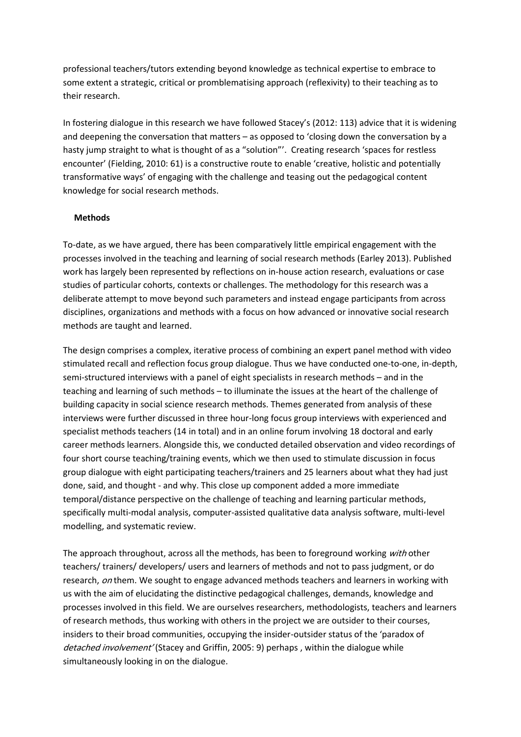professional teachers/tutors extending beyond knowledge as technical expertise to embrace to some extent a strategic, critical or promblematising approach (reflexivity) to their teaching as to their research.

In fostering dialogue in this research we have followed Stacey's (2012: 113) advice that it is widening and deepening the conversation that matters – as opposed to 'closing down the conversation by a hasty jump straight to what is thought of as a "solution"'. Creating research 'spaces for restless encounter' (Fielding, 2010: 61) is a constructive route to enable 'creative, holistic and potentially transformative ways' of engaging with the challenge and teasing out the pedagogical content knowledge for social research methods.

**Methods**

To-date, as we have argued, there has been comparatively little empirical engagement with the processes involved in the teaching and learning of social research methods (Earley 2013). Published work has largely been represented by reflections on in-house action research, evaluations or case studies of particular cohorts, contexts or challenges. The methodology for this research was a deliberate attempt to move beyond such parameters and instead engage participants from across disciplines, organizations and methods with a focus on how advanced or innovative social research methods are taught and learned.

The design comprises a complex, iterative process of combining an expert panel method with video stimulated recall and reflection focus group dialogue. Thus we have conducted one-to-one, in-depth, semi-structured interviews with a panel of eight specialists in research methods – and in the teaching and learning of such methods – to illuminate the issues at the heart of the challenge of building capacity in social science research methods. Themes generated from analysis of these interviews were further discussed in three hour-long focus group interviews with experienced and specialist methods teachers (14 in total) and in an online forum involving 18 doctoral and early career methods learners. Alongside this, we conducted detailed observation and video recordings of four short course teaching/training events, which we then used to stimulate discussion in focus group dialogue with eight participating teachers/trainers and 25 learners about what they had just done, said, and thought - and why. This close up component added a more immediate temporal/distance perspective on the challenge of teaching and learning particular methods, specifically multi-modal analysis, computer-assisted qualitative data analysis software, multi-level modelling, and systematic review.

The approach throughout, across all the methods, has been to foreground working *with* other teachers/ trainers/ developers/ users and learners of methods and not to pass judgment, or do research, *on* them. We sought to engage advanced methods teachers and learners in working with us with the aim of elucidating the distinctive pedagogical challenges, demands, knowledge and processes involved in this field. We are ourselves researchers, methodologists, teachers and learners of research methods, thus working with others in the project we are outsider to their courses, insiders to their broad communities, occupying the insider-outsider status of the 'paradox of *detached involvement'* (Stacey and Griffin, 2005: 9) perhaps , within the dialogue while simultaneously looking in on the dialogue.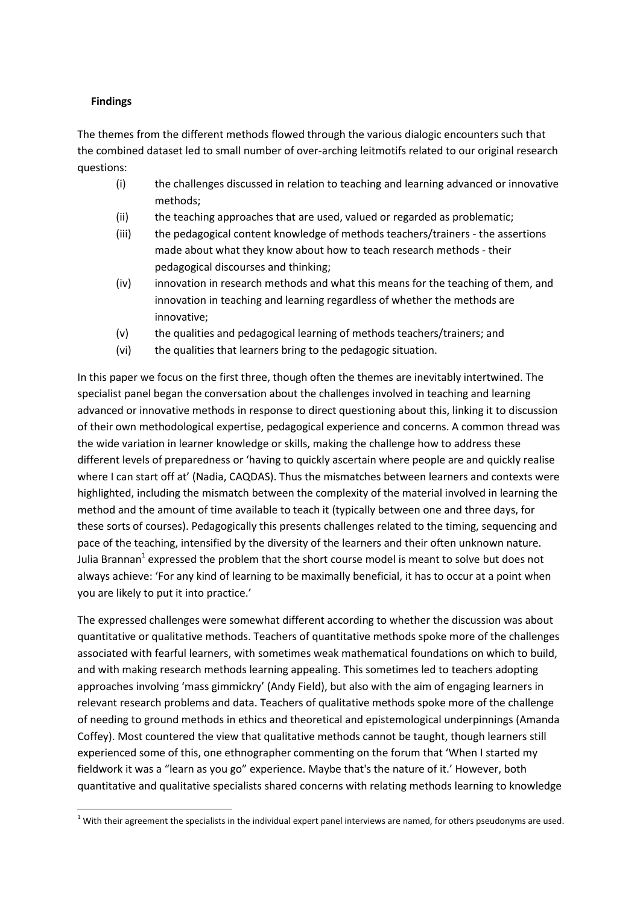## Findings

The themes from the different methods flowed through the various dialogic encounters such that the combined dataset led to small number of over-arching leitmotifs related to our original research questions:

(i) the challenges discussed in relation to teaching and learning advanced or innovative methods;

(ii) the teaching approaches that are used, valued or regarded as problematic;

(iii) the pedagogical content knowledge of methods teachers/trainers - the assertions made about what they know about how to teach research methods - their pedagogical discourses and thinking;

(iv) innovation in research methods and what this means for the teaching of them, and innovation in teaching and learning regardless of whether the methods are innovative;

(v) the qualities and pedagogical learning of methods teachers/trainers; and

(vi) the qualities that learners bring to the pedagogic situation.

In this paper we focus on the first three, though often the themes are inevitably intertwined. The specialist panel began the conversation about the challenges involved in teaching and learning advanced or innovative methods in response to direct questioning about this, linking it to discussion of their own methodological expertise, pedagogical experience and concerns. A common thread was the wide variation in learner knowledge or skills, making the challenge how to address these different levels of preparedness or 'having to quickly ascertain where people are and quickly realise where I can start off at' (Nadia, CAQDAS). Thus the mismatches between learners and contexts were highlighted, including the mismatch between the complexity of the material involved in learning the method and the amount of time available to teach it (typically between one and three days, for these sorts of courses). Pedagogically this presents challenges related to the timing, sequencing and pace of the teaching, intensified by the diversity of the learners and their often unknown nature. Julia Brannan[1] expressed the problem that the short course model is meant to solve but does not always achieve: 'For any kind of learning to be maximally beneficial, it has to occur at a point when you are likely to put it into practice.'

The expressed challenges were somewhat different according to whether the discussion was about quantitative or qualitative methods. Teachers of quantitative methods spoke more of the challenges associated with fearful learners, with sometimes weak mathematical foundations on which to build, and with making research methods learning appealing. This sometimes led to teachers adopting approaches involving 'mass gimmickry' (Andy Field), but also with the aim of engaging learners in relevant research problems and data. Teachers of qualitative methods spoke more of the challenge of needing to ground methods in ethics and theoretical and epistemological underpinnings (Amanda Coffey). Most countered the view that qualitative methods cannot be taught, though learners still experienced some of this, one ethnographer commenting on the forum that 'When I started my fieldwork it was a "learn as you go" experience. Maybe that's the nature of it.' However, both quantitative and qualitative specialists shared concerns with relating methods learning to knowledge

[1] With their agreement the specialists in the individual expert panel interviews are named, for others pseudonyms are used.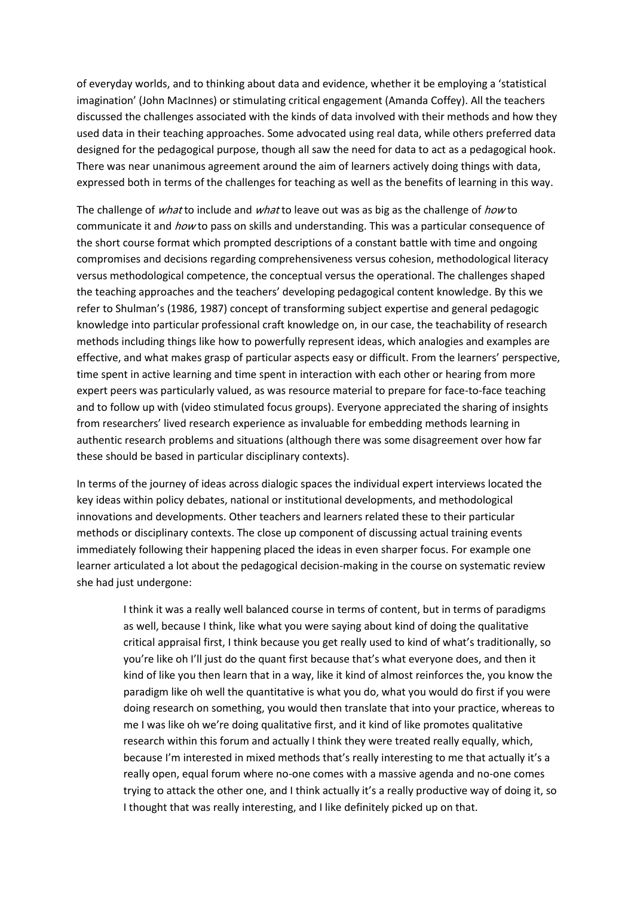of everyday worlds, and to thinking about data and evidence, whether it be employing a 'statistical imagination' (John MacInnes) or stimulating critical engagement (Amanda Coffey). All the teachers discussed the challenges associated with the kinds of data involved with their methods and how they used data in their teaching approaches. Some advocated using real data, while others preferred data designed for the pedagogical purpose, though all saw the need for data to act as a pedagogical hook. There was near unanimous agreement around the aim of learners actively doing things with data, expressed both in terms of the challenges for teaching as well as the benefits of learning in this way.

The challenge of *what* to include and *what* to leave out was as big as the challenge of *how* to communicate it and *how* to pass on skills and understanding. This was a particular consequence of the short course format which prompted descriptions of a constant battle with time and ongoing compromises and decisions regarding comprehensiveness versus cohesion, methodological literacy versus methodological competence, the conceptual versus the operational. The challenges shaped the teaching approaches and the teachers' developing pedagogical content knowledge. By this we refer to Shulman's (1986, 1987) concept of transforming subject expertise and general pedagogic knowledge into particular professional craft knowledge on, in our case, the teachability of research methods including things like how to powerfully represent ideas, which analogies and examples are effective, and what makes grasp of particular aspects easy or difficult. From the learners' perspective, time spent in active learning and time spent in interaction with each other or hearing from more expert peers was particularly valued, as was resource material to prepare for face-to-face teaching and to follow up with (video stimulated focus groups). Everyone appreciated the sharing of insights from researchers' lived research experience as invaluable for embedding methods learning in authentic research problems and situations (although there was some disagreement over how far these should be based in particular disciplinary contexts).

In terms of the journey of ideas across dialogic spaces the individual expert interviews located the key ideas within policy debates, national or institutional developments, and methodological innovations and developments. Other teachers and learners related these to their particular methods or disciplinary contexts. The close up component of discussing actual training events immediately following their happening placed the ideas in even sharper focus. For example one learner articulated a lot about the pedagogical decision-making in the course on systematic review she had just undergone:

> I think it was a really well balanced course in terms of content, but in terms of paradigms as well, because I think, like what you were saying about kind of doing the qualitative critical appraisal first, I think because you get really used to kind of what's traditionally, so you're like oh I'll just do the quant first because that's what everyone does, and then it kind of like you then learn that in a way, like it kind of almost reinforces the, you know the paradigm like oh well the quantitative is what you do, what you would do first if you were doing research on something, you would then translate that into your practice, whereas to me I was like oh we're doing qualitative first, and it kind of like promotes qualitative research within this forum and actually I think they were treated really equally, which, because I'm interested in mixed methods that's really interesting to me that actually it's a really open, equal forum where no-one comes with a massive agenda and no-one comes trying to attack the other one, and I think actually it's a really productive way of doing it, so I thought that was really interesting, and I like definitely picked up on that.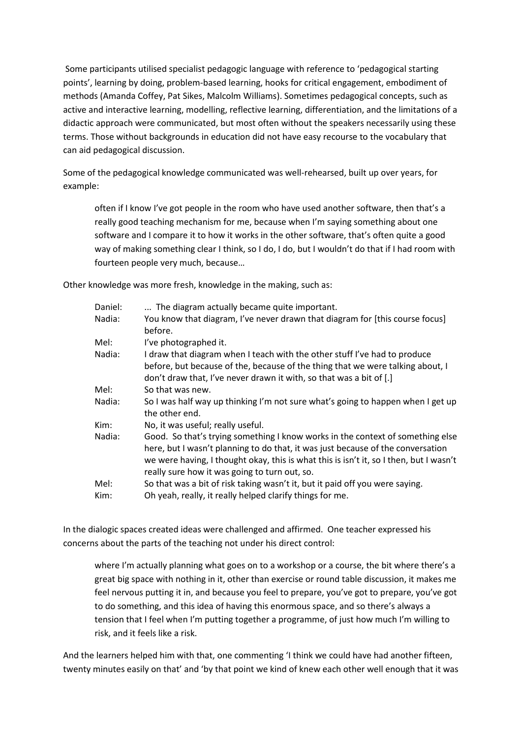Some participants utilised specialist pedagogic language with reference to 'pedagogical starting points', learning by doing, problem-based learning, hooks for critical engagement, embodiment of methods (Amanda Coffey, Pat Sikes, Malcolm Williams). Sometimes pedagogical concepts, such as active and interactive learning, modelling, reflective learning, differentiation, and the limitations of a didactic approach were communicated, but most often without the speakers necessarily using these terms. Those without backgrounds in education did not have easy recourse to the vocabulary that can aid pedagogical discussion.

Some of the pedagogical knowledge communicated was well-rehearsed, built up over years, for example:

> often if I know I've got people in the room who have used another software, then that's a really good teaching mechanism for me, because when I'm saying something about one software and I compare it to how it works in the other software, that's often quite a good way of making something clear I think, so I do, I do, but I wouldn't do that if I had room with fourteen people very much, because…

Other knowledge was more fresh, knowledge in the making, such as:

> Daniel: ... The diagram actually became quite important.
> Nadia: You know that diagram, I've never drawn that diagram for [this course focus] before.
> Mel: I've photographed it.
> Nadia: I draw that diagram when I teach with the other stuff I've had to produce before, but because of the, because of the thing that we were talking about, I don't draw that, I've never drawn it with, so that was a bit of [.]
> Mel: So that was new.
> Nadia: So I was half way up thinking I'm not sure what's going to happen when I get up the other end.
> Kim: No, it was useful; really useful.
> Nadia: Good. So that's trying something I know works in the context of something else here, but I wasn't planning to do that, it was just because of the conversation we were having, I thought okay, this is what this is isn't it, so I then, but I wasn't really sure how it was going to turn out, so.
> Mel: So that was a bit of risk taking wasn't it, but it paid off you were saying.
> Kim: Oh yeah, really, it really helped clarify things for me.

In the dialogic spaces created ideas were challenged and affirmed. One teacher expressed his concerns about the parts of the teaching not under his direct control:

> where I'm actually planning what goes on to a workshop or a course, the bit where there's a great big space with nothing in it, other than exercise or round table discussion, it makes me feel nervous putting it in, and because you feel to prepare, you've got to prepare, you've got to do something, and this idea of having this enormous space, and so there's always a tension that I feel when I'm putting together a programme, of just how much I'm willing to risk, and it feels like a risk.

And the learners helped him with that, one commenting 'I think we could have had another fifteen, twenty minutes easily on that' and 'by that point we kind of knew each other well enough that it was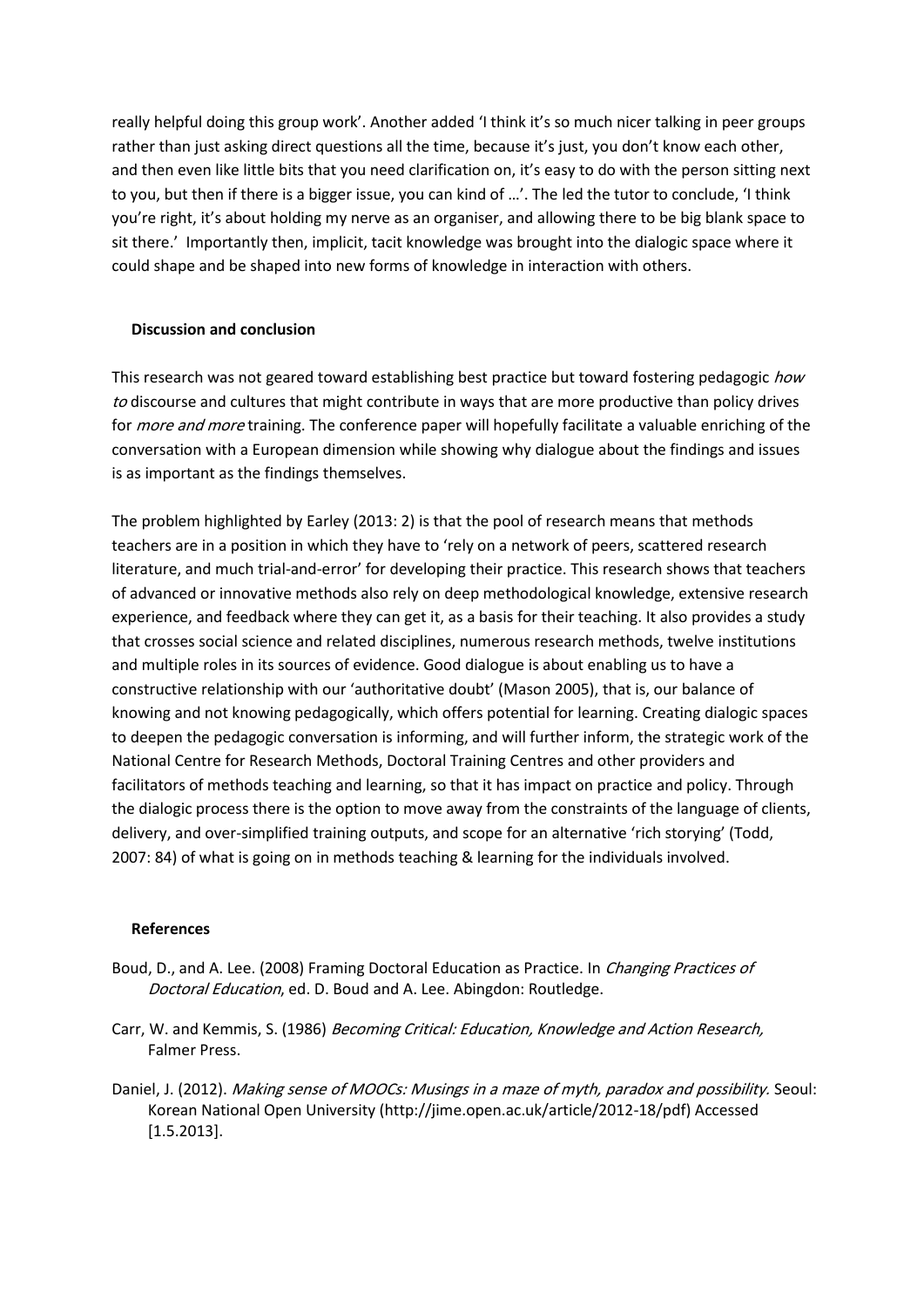really helpful doing this group work'. Another added 'I think it's so much nicer talking in peer groups rather than just asking direct questions all the time, because it's just, you don't know each other, and then even like little bits that you need clarification on, it's easy to do with the person sitting next to you, but then if there is a bigger issue, you can kind of …'. The led the tutor to conclude, 'I think you're right, it's about holding my nerve as an organiser, and allowing there to be big blank space to sit there.' Importantly then, implicit, tacit knowledge was brought into the dialogic space where it could shape and be shaped into new forms of knowledge in interaction with others.

## Discussion and conclusion

This research was not geared toward establishing best practice but toward fostering pedagogic *how to* discourse and cultures that might contribute in ways that are more productive than policy drives for *more and more* training. The conference paper will hopefully facilitate a valuable enriching of the conversation with a European dimension while showing why dialogue about the findings and issues is as important as the findings themselves.

The problem highlighted by Earley (2013: 2) is that the pool of research means that methods teachers are in a position in which they have to 'rely on a network of peers, scattered research literature, and much trial-and-error' for developing their practice. This research shows that teachers of advanced or innovative methods also rely on deep methodological knowledge, extensive research experience, and feedback where they can get it, as a basis for their teaching. It also provides a study that crosses social science and related disciplines, numerous research methods, twelve institutions and multiple roles in its sources of evidence. Good dialogue is about enabling us to have a constructive relationship with our 'authoritative doubt' (Mason 2005), that is, our balance of knowing and not knowing pedagogically, which offers potential for learning. Creating dialogic spaces to deepen the pedagogic conversation is informing, and will further inform, the strategic work of the National Centre for Research Methods, Doctoral Training Centres and other providers and facilitators of methods teaching and learning, so that it has impact on practice and policy. Through the dialogic process there is the option to move away from the constraints of the language of clients, delivery, and over-simplified training outputs, and scope for an alternative 'rich storying' (Todd, 2007: 84) of what is going on in methods teaching & learning for the individuals involved.

## References

Boud, D., and A. Lee. (2008) Framing Doctoral Education as Practice. In *Changing Practices of Doctoral Education*, ed. D. Boud and A. Lee. Abingdon: Routledge.

Carr, W. and Kemmis, S. (1986) *Becoming Critical: Education, Knowledge and Action Research,* Falmer Press.

Daniel, J. (2012). *Making sense of MOOCs: Musings in a maze of myth, paradox and possibility.* Seoul: Korean National Open University (http://jime.open.ac.uk/article/2012-18/pdf) Accessed [1.5.2013].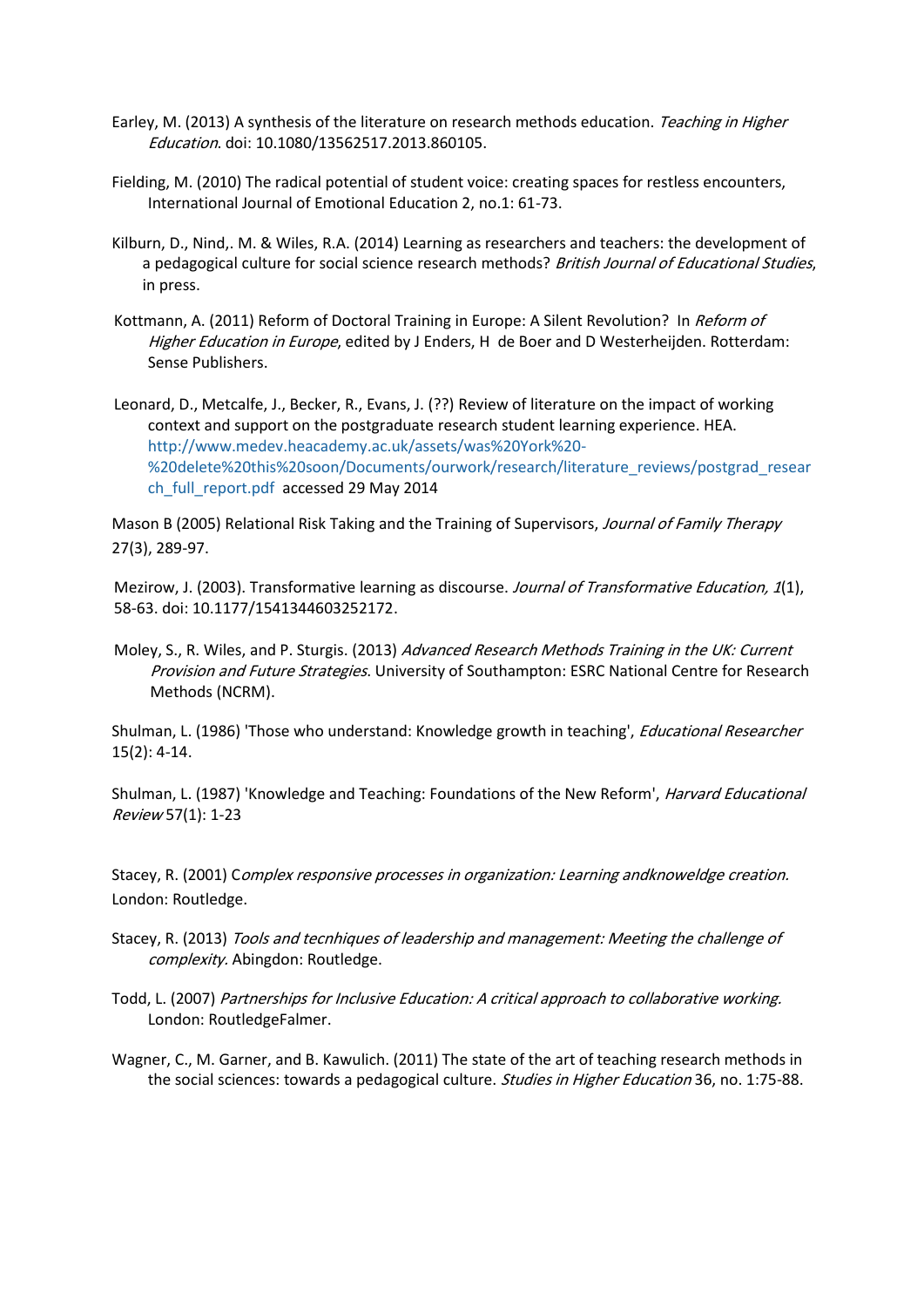Earley, M. (2013) A synthesis of the literature on research methods education. *Teaching in Higher Education*. doi: 10.1080/13562517.2013.860105.

Fielding, M. (2010) The radical potential of student voice: creating spaces for restless encounters, International Journal of Emotional Education 2, no.1: 61-73.

Kilburn, D., Nind,. M. & Wiles, R.A. (2014) Learning as researchers and teachers: the development of a pedagogical culture for social science research methods? *British Journal of Educational Studies*, in press.

Kottmann, A. (2011) Reform of Doctoral Training in Europe: A Silent Revolution? In *Reform of Higher Education in Europe*, edited by J Enders, H de Boer and D Westerheijden. Rotterdam: Sense Publishers.

Leonard, D., Metcalfe, J., Becker, R., Evans, J. (??) Review of literature on the impact of working context and support on the postgraduate research student learning experience. HEA. http://www.medev.heacademy.ac.uk/assets/was%20York%20-%20delete%20this%20soon/Documents/ourwork/research/literature_reviews/postgrad_research_full_report.pdf accessed 29 May 2014

Mason B (2005) Relational Risk Taking and the Training of Supervisors, *Journal of Family Therapy* 27(3), 289-97.

Mezirow, J. (2003). Transformative learning as discourse. *Journal of Transformative Education, 1*(1), 58-63. doi: 10.1177/1541344603252172.

Moley, S., R. Wiles, and P. Sturgis. (2013) *Advanced Research Methods Training in the UK: Current Provision and Future Strategies*. University of Southampton: ESRC National Centre for Research Methods (NCRM).

Shulman, L. (1986) 'Those who understand: Knowledge growth in teaching', *Educational Researcher* 15(2): 4-14.

Shulman, L. (1987) 'Knowledge and Teaching: Foundations of the New Reform', *Harvard Educational Review* 57(1): 1-23

Stacey, R. (2001) C*omplex responsive processes in organization: Learning andknoweldge creation.* London: Routledge.

Stacey, R. (2013) *Tools and tecnhiques of leadership and management: Meeting the challenge of complexity.* Abingdon: Routledge.

Todd, L. (2007) *Partnerships for Inclusive Education: A critical approach to collaborative working.* London: RoutledgeFalmer.

Wagner, C., M. Garner, and B. Kawulich. (2011) The state of the art of teaching research methods in the social sciences: towards a pedagogical culture. *Studies in Higher Education* 36, no. 1:75-88.